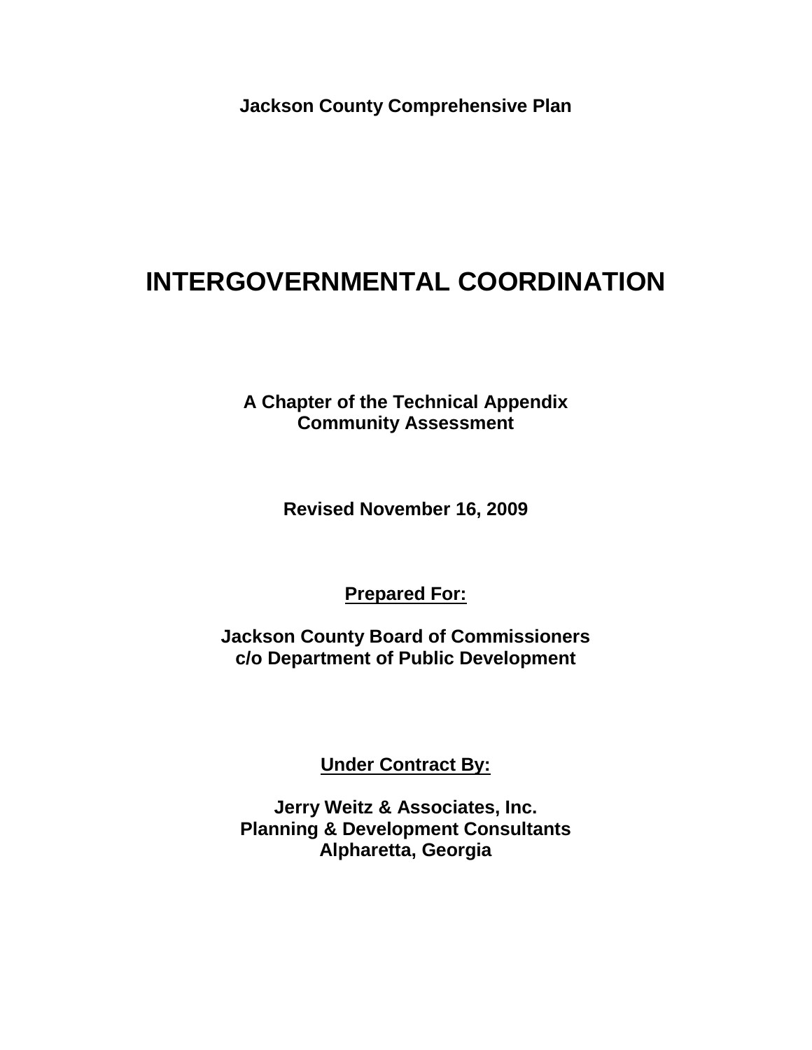**Jackson County Comprehensive Plan**

# INTERGOVERNMENTAL COORDINATION

**A Chapter of the Technical Appendix**
**Community Assessment**

**Revised November 16, 2009**

**Prepared For:**

**Jackson County Board of Commissioners**
**c/o Department of Public Development**

**Under Contract By:**

**Jerry Weitz & Associates, Inc.**
**Planning & Development Consultants**
**Alpharetta, Georgia**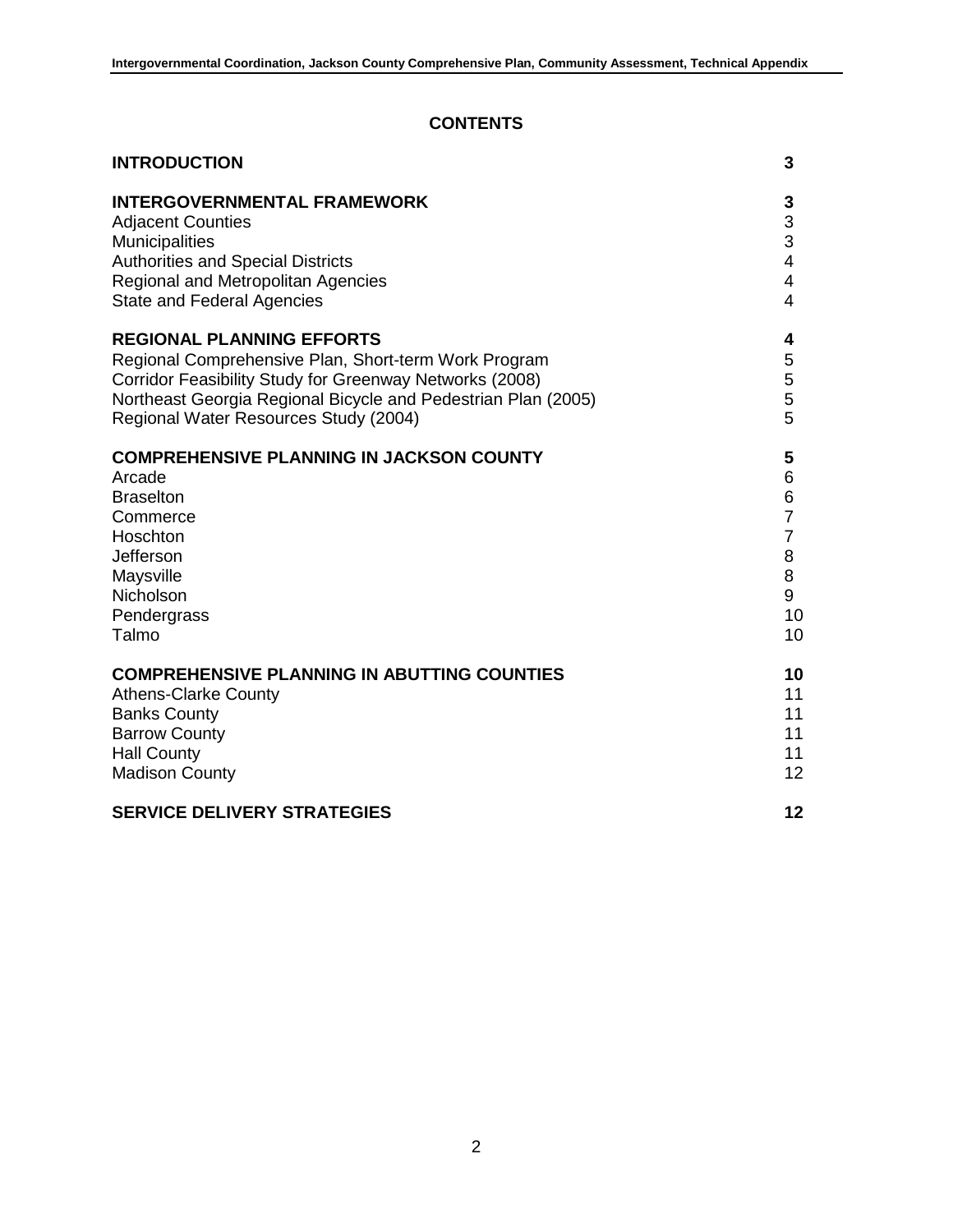## CONTENTS

| | |
|---|---|
| **INTRODUCTION** | **3** |
| **INTERGOVERNMENTAL FRAMEWORK** | **3** |
| Adjacent Counties | 3 |
| Municipalities | 3 |
| Authorities and Special Districts | 4 |
| Regional and Metropolitan Agencies | 4 |
| State and Federal Agencies | 4 |
| **REGIONAL PLANNING EFFORTS** | **4** |
| Regional Comprehensive Plan, Short-term Work Program | 5 |
| Corridor Feasibility Study for Greenway Networks (2008) | 5 |
| Northeast Georgia Regional Bicycle and Pedestrian Plan (2005) | 5 |
| Regional Water Resources Study (2004) | 5 |
| **COMPREHENSIVE PLANNING IN JACKSON COUNTY** | **5** |
| Arcade | 6 |
| Braselton | 6 |
| Commerce | 7 |
| Hoschton | 7 |
| Jefferson | 8 |
| Maysville | 8 |
| Nicholson | 9 |
| Pendergrass | 10 |
| Talmo | 10 |
| **COMPREHENSIVE PLANNING IN ABUTTING COUNTIES** | **10** |
| Athens-Clarke County | 11 |
| Banks County | 11 |
| Barrow County | 11 |
| Hall County | 11 |
| Madison County | 12 |
| **SERVICE DELIVERY STRATEGIES** | **12** |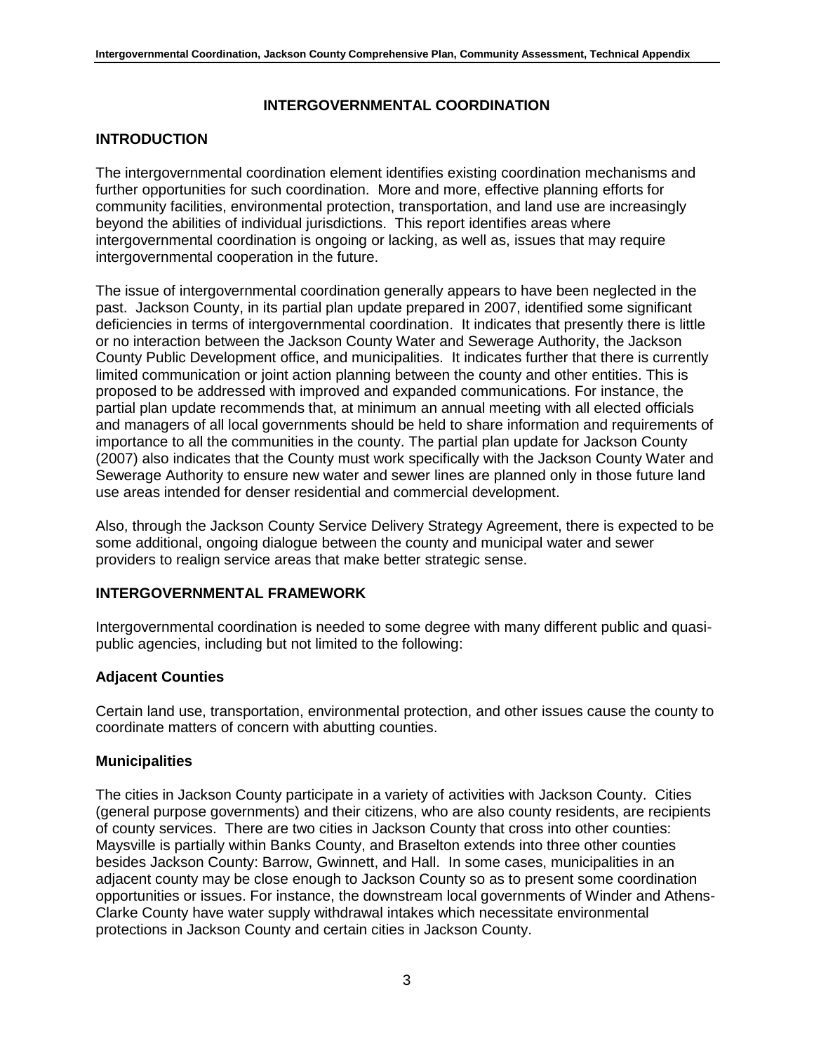# INTERGOVERNMENTAL COORDINATION

## INTRODUCTION

The intergovernmental coordination element identifies existing coordination mechanisms and further opportunities for such coordination. More and more, effective planning efforts for community facilities, environmental protection, transportation, and land use are increasingly beyond the abilities of individual jurisdictions. This report identifies areas where intergovernmental coordination is ongoing or lacking, as well as, issues that may require intergovernmental cooperation in the future.

The issue of intergovernmental coordination generally appears to have been neglected in the past. Jackson County, in its partial plan update prepared in 2007, identified some significant deficiencies in terms of intergovernmental coordination. It indicates that presently there is little or no interaction between the Jackson County Water and Sewerage Authority, the Jackson County Public Development office, and municipalities. It indicates further that there is currently limited communication or joint action planning between the county and other entities. This is proposed to be addressed with improved and expanded communications. For instance, the partial plan update recommends that, at minimum an annual meeting with all elected officials and managers of all local governments should be held to share information and requirements of importance to all the communities in the county. The partial plan update for Jackson County (2007) also indicates that the County must work specifically with the Jackson County Water and Sewerage Authority to ensure new water and sewer lines are planned only in those future land use areas intended for denser residential and commercial development.

Also, through the Jackson County Service Delivery Strategy Agreement, there is expected to be some additional, ongoing dialogue between the county and municipal water and sewer providers to realign service areas that make better strategic sense.

## INTERGOVERNMENTAL FRAMEWORK

Intergovernmental coordination is needed to some degree with many different public and quasi-public agencies, including but not limited to the following:

### Adjacent Counties

Certain land use, transportation, environmental protection, and other issues cause the county to coordinate matters of concern with abutting counties.

### Municipalities

The cities in Jackson County participate in a variety of activities with Jackson County. Cities (general purpose governments) and their citizens, who are also county residents, are recipients of county services. There are two cities in Jackson County that cross into other counties: Maysville is partially within Banks County, and Braselton extends into three other counties besides Jackson County: Barrow, Gwinnett, and Hall. In some cases, municipalities in an adjacent county may be close enough to Jackson County so as to present some coordination opportunities or issues. For instance, the downstream local governments of Winder and Athens-Clarke County have water supply withdrawal intakes which necessitate environmental protections in Jackson County and certain cities in Jackson County.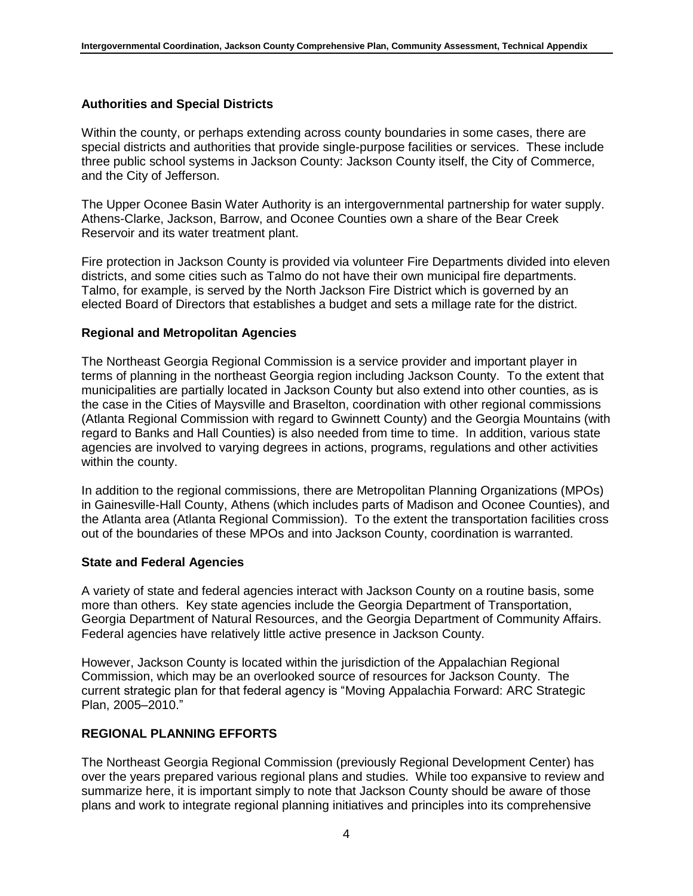### Authorities and Special Districts

Within the county, or perhaps extending across county boundaries in some cases, there are special districts and authorities that provide single-purpose facilities or services. These include three public school systems in Jackson County: Jackson County itself, the City of Commerce, and the City of Jefferson.

The Upper Oconee Basin Water Authority is an intergovernmental partnership for water supply. Athens-Clarke, Jackson, Barrow, and Oconee Counties own a share of the Bear Creek Reservoir and its water treatment plant.

Fire protection in Jackson County is provided via volunteer Fire Departments divided into eleven districts, and some cities such as Talmo do not have their own municipal fire departments. Talmo, for example, is served by the North Jackson Fire District which is governed by an elected Board of Directors that establishes a budget and sets a millage rate for the district.

### Regional and Metropolitan Agencies

The Northeast Georgia Regional Commission is a service provider and important player in terms of planning in the northeast Georgia region including Jackson County. To the extent that municipalities are partially located in Jackson County but also extend into other counties, as is the case in the Cities of Maysville and Braselton, coordination with other regional commissions (Atlanta Regional Commission with regard to Gwinnett County) and the Georgia Mountains (with regard to Banks and Hall Counties) is also needed from time to time. In addition, various state agencies are involved to varying degrees in actions, programs, regulations and other activities within the county.

In addition to the regional commissions, there are Metropolitan Planning Organizations (MPOs) in Gainesville-Hall County, Athens (which includes parts of Madison and Oconee Counties), and the Atlanta area (Atlanta Regional Commission). To the extent the transportation facilities cross out of the boundaries of these MPOs and into Jackson County, coordination is warranted.

### State and Federal Agencies

A variety of state and federal agencies interact with Jackson County on a routine basis, some more than others. Key state agencies include the Georgia Department of Transportation, Georgia Department of Natural Resources, and the Georgia Department of Community Affairs. Federal agencies have relatively little active presence in Jackson County.

However, Jackson County is located within the jurisdiction of the Appalachian Regional Commission, which may be an overlooked source of resources for Jackson County. The current strategic plan for that federal agency is "Moving Appalachia Forward: ARC Strategic Plan, 2005–2010."

## REGIONAL PLANNING EFFORTS

The Northeast Georgia Regional Commission (previously Regional Development Center) has over the years prepared various regional plans and studies. While too expansive to review and summarize here, it is important simply to note that Jackson County should be aware of those plans and work to integrate regional planning initiatives and principles into its comprehensive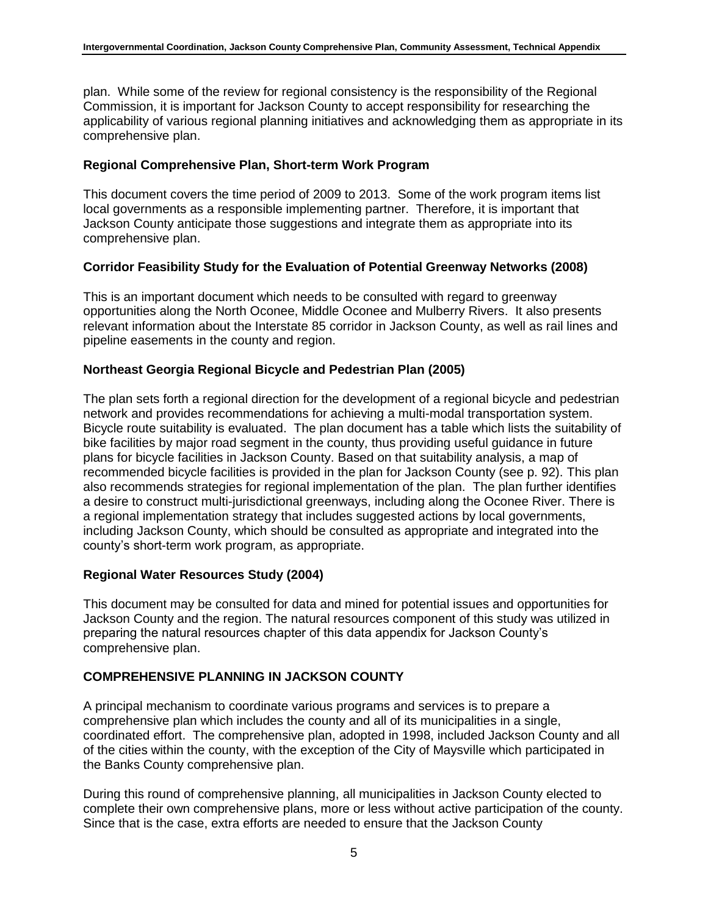plan. While some of the review for regional consistency is the responsibility of the Regional Commission, it is important for Jackson County to accept responsibility for researching the applicability of various regional planning initiatives and acknowledging them as appropriate in its comprehensive plan.

**Regional Comprehensive Plan, Short-term Work Program**

This document covers the time period of 2009 to 2013. Some of the work program items list local governments as a responsible implementing partner. Therefore, it is important that Jackson County anticipate those suggestions and integrate them as appropriate into its comprehensive plan.

**Corridor Feasibility Study for the Evaluation of Potential Greenway Networks (2008)**

This is an important document which needs to be consulted with regard to greenway opportunities along the North Oconee, Middle Oconee and Mulberry Rivers. It also presents relevant information about the Interstate 85 corridor in Jackson County, as well as rail lines and pipeline easements in the county and region.

**Northeast Georgia Regional Bicycle and Pedestrian Plan (2005)**

The plan sets forth a regional direction for the development of a regional bicycle and pedestrian network and provides recommendations for achieving a multi-modal transportation system. Bicycle route suitability is evaluated. The plan document has a table which lists the suitability of bike facilities by major road segment in the county, thus providing useful guidance in future plans for bicycle facilities in Jackson County. Based on that suitability analysis, a map of recommended bicycle facilities is provided in the plan for Jackson County (see p. 92). This plan also recommends strategies for regional implementation of the plan. The plan further identifies a desire to construct multi-jurisdictional greenways, including along the Oconee River. There is a regional implementation strategy that includes suggested actions by local governments, including Jackson County, which should be consulted as appropriate and integrated into the county's short-term work program, as appropriate.

**Regional Water Resources Study (2004)**

This document may be consulted for data and mined for potential issues and opportunities for Jackson County and the region. The natural resources component of this study was utilized in preparing the natural resources chapter of this data appendix for Jackson County's comprehensive plan.

## COMPREHENSIVE PLANNING IN JACKSON COUNTY

A principal mechanism to coordinate various programs and services is to prepare a comprehensive plan which includes the county and all of its municipalities in a single, coordinated effort. The comprehensive plan, adopted in 1998, included Jackson County and all of the cities within the county, with the exception of the City of Maysville which participated in the Banks County comprehensive plan.

During this round of comprehensive planning, all municipalities in Jackson County elected to complete their own comprehensive plans, more or less without active participation of the county. Since that is the case, extra efforts are needed to ensure that the Jackson County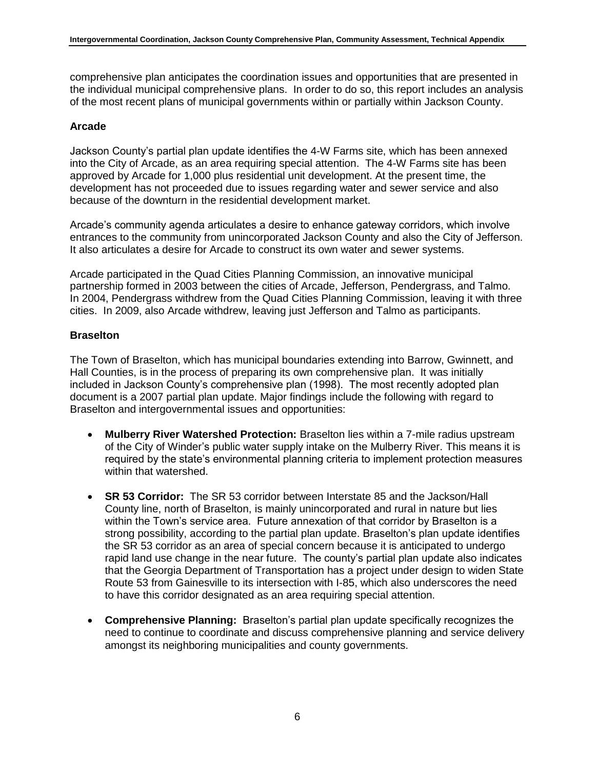comprehensive plan anticipates the coordination issues and opportunities that are presented in the individual municipal comprehensive plans. In order to do so, this report includes an analysis of the most recent plans of municipal governments within or partially within Jackson County.

### Arcade

Jackson County's partial plan update identifies the 4-W Farms site, which has been annexed into the City of Arcade, as an area requiring special attention. The 4-W Farms site has been approved by Arcade for 1,000 plus residential unit development. At the present time, the development has not proceeded due to issues regarding water and sewer service and also because of the downturn in the residential development market.

Arcade's community agenda articulates a desire to enhance gateway corridors, which involve entrances to the community from unincorporated Jackson County and also the City of Jefferson. It also articulates a desire for Arcade to construct its own water and sewer systems.

Arcade participated in the Quad Cities Planning Commission, an innovative municipal partnership formed in 2003 between the cities of Arcade, Jefferson, Pendergrass, and Talmo. In 2004, Pendergrass withdrew from the Quad Cities Planning Commission, leaving it with three cities. In 2009, also Arcade withdrew, leaving just Jefferson and Talmo as participants.

### Braselton

The Town of Braselton, which has municipal boundaries extending into Barrow, Gwinnett, and Hall Counties, is in the process of preparing its own comprehensive plan. It was initially included in Jackson County's comprehensive plan (1998). The most recently adopted plan document is a 2007 partial plan update. Major findings include the following with regard to Braselton and intergovernmental issues and opportunities:

- **Mulberry River Watershed Protection:** Braselton lies within a 7-mile radius upstream of the City of Winder's public water supply intake on the Mulberry River. This means it is required by the state's environmental planning criteria to implement protection measures within that watershed.
- **SR 53 Corridor:** The SR 53 corridor between Interstate 85 and the Jackson/Hall County line, north of Braselton, is mainly unincorporated and rural in nature but lies within the Town's service area. Future annexation of that corridor by Braselton is a strong possibility, according to the partial plan update. Braselton's plan update identifies the SR 53 corridor as an area of special concern because it is anticipated to undergo rapid land use change in the near future. The county's partial plan update also indicates that the Georgia Department of Transportation has a project under design to widen State Route 53 from Gainesville to its intersection with I-85, which also underscores the need to have this corridor designated as an area requiring special attention.
- **Comprehensive Planning:** Braselton's partial plan update specifically recognizes the need to continue to coordinate and discuss comprehensive planning and service delivery amongst its neighboring municipalities and county governments.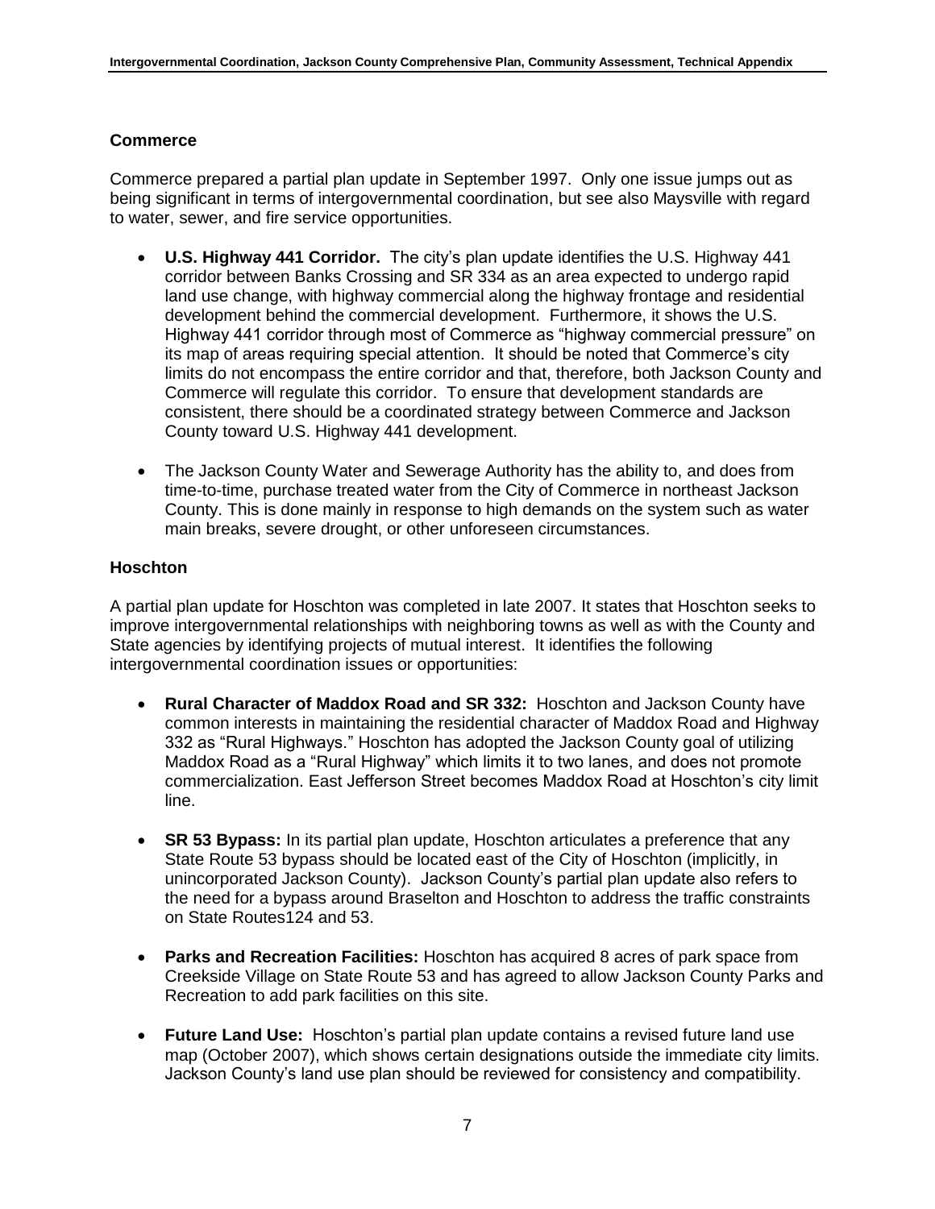## Commerce

Commerce prepared a partial plan update in September 1997. Only one issue jumps out as being significant in terms of intergovernmental coordination, but see also Maysville with regard to water, sewer, and fire service opportunities.

- **U.S. Highway 441 Corridor.** The city's plan update identifies the U.S. Highway 441 corridor between Banks Crossing and SR 334 as an area expected to undergo rapid land use change, with highway commercial along the highway frontage and residential development behind the commercial development. Furthermore, it shows the U.S. Highway 441 corridor through most of Commerce as "highway commercial pressure" on its map of areas requiring special attention. It should be noted that Commerce's city limits do not encompass the entire corridor and that, therefore, both Jackson County and Commerce will regulate this corridor. To ensure that development standards are consistent, there should be a coordinated strategy between Commerce and Jackson County toward U.S. Highway 441 development.
- The Jackson County Water and Sewerage Authority has the ability to, and does from time-to-time, purchase treated water from the City of Commerce in northeast Jackson County. This is done mainly in response to high demands on the system such as water main breaks, severe drought, or other unforeseen circumstances.

## Hoschton

A partial plan update for Hoschton was completed in late 2007. It states that Hoschton seeks to improve intergovernmental relationships with neighboring towns as well as with the County and State agencies by identifying projects of mutual interest. It identifies the following intergovernmental coordination issues or opportunities:

- **Rural Character of Maddox Road and SR 332:** Hoschton and Jackson County have common interests in maintaining the residential character of Maddox Road and Highway 332 as "Rural Highways." Hoschton has adopted the Jackson County goal of utilizing Maddox Road as a "Rural Highway" which limits it to two lanes, and does not promote commercialization. East Jefferson Street becomes Maddox Road at Hoschton's city limit line.
- **SR 53 Bypass:** In its partial plan update, Hoschton articulates a preference that any State Route 53 bypass should be located east of the City of Hoschton (implicitly, in unincorporated Jackson County). Jackson County's partial plan update also refers to the need for a bypass around Braselton and Hoschton to address the traffic constraints on State Routes124 and 53.
- **Parks and Recreation Facilities:** Hoschton has acquired 8 acres of park space from Creekside Village on State Route 53 and has agreed to allow Jackson County Parks and Recreation to add park facilities on this site.
- **Future Land Use:** Hoschton's partial plan update contains a revised future land use map (October 2007), which shows certain designations outside the immediate city limits. Jackson County's land use plan should be reviewed for consistency and compatibility.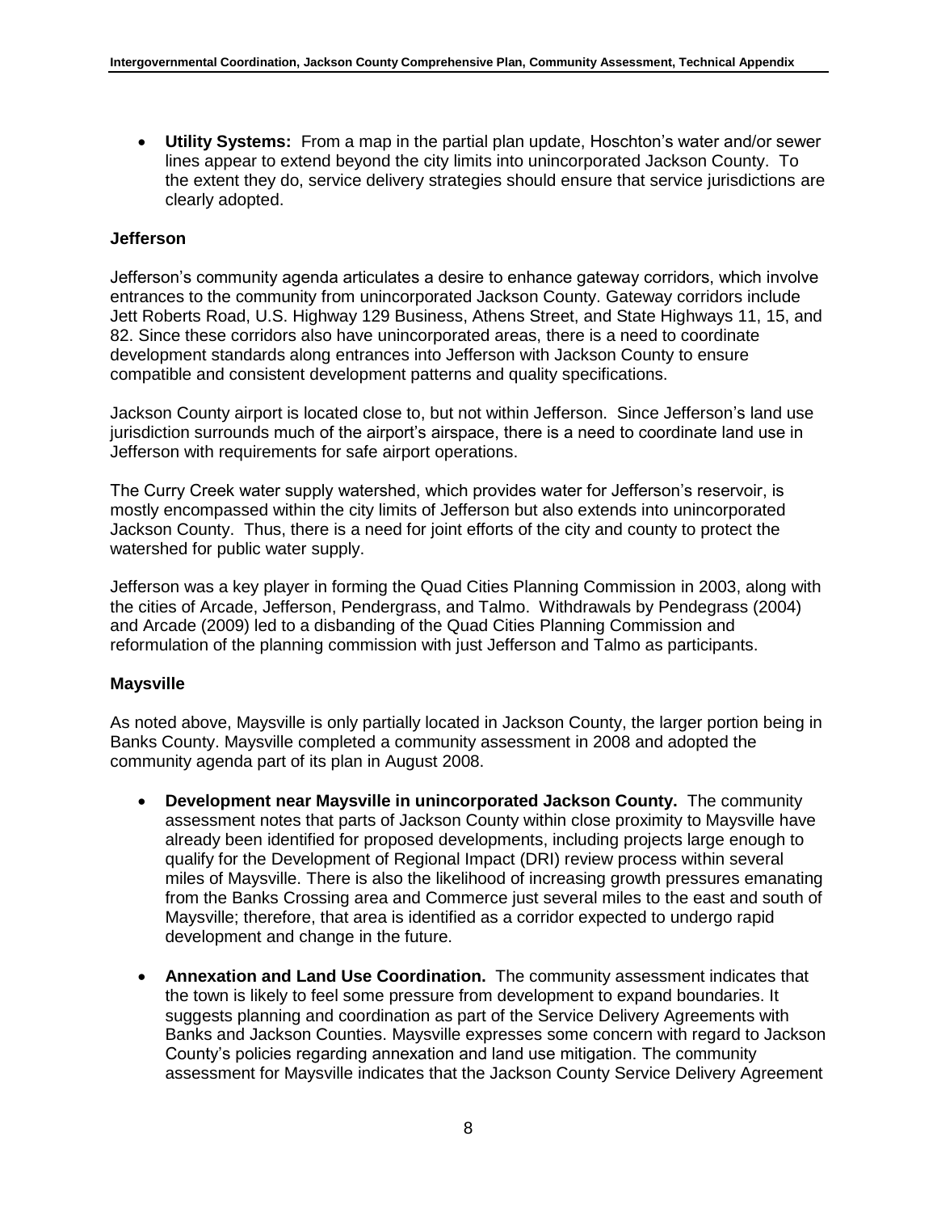- **Utility Systems:** From a map in the partial plan update, Hoschton's water and/or sewer lines appear to extend beyond the city limits into unincorporated Jackson County. To the extent they do, service delivery strategies should ensure that service jurisdictions are clearly adopted.

### Jefferson

Jefferson's community agenda articulates a desire to enhance gateway corridors, which involve entrances to the community from unincorporated Jackson County. Gateway corridors include Jett Roberts Road, U.S. Highway 129 Business, Athens Street, and State Highways 11, 15, and 82. Since these corridors also have unincorporated areas, there is a need to coordinate development standards along entrances into Jefferson with Jackson County to ensure compatible and consistent development patterns and quality specifications.

Jackson County airport is located close to, but not within Jefferson. Since Jefferson's land use jurisdiction surrounds much of the airport's airspace, there is a need to coordinate land use in Jefferson with requirements for safe airport operations.

The Curry Creek water supply watershed, which provides water for Jefferson's reservoir, is mostly encompassed within the city limits of Jefferson but also extends into unincorporated Jackson County. Thus, there is a need for joint efforts of the city and county to protect the watershed for public water supply.

Jefferson was a key player in forming the Quad Cities Planning Commission in 2003, along with the cities of Arcade, Jefferson, Pendergrass, and Talmo. Withdrawals by Pendegrass (2004) and Arcade (2009) led to a disbanding of the Quad Cities Planning Commission and reformulation of the planning commission with just Jefferson and Talmo as participants.

### Maysville

As noted above, Maysville is only partially located in Jackson County, the larger portion being in Banks County. Maysville completed a community assessment in 2008 and adopted the community agenda part of its plan in August 2008.

- **Development near Maysville in unincorporated Jackson County.** The community assessment notes that parts of Jackson County within close proximity to Maysville have already been identified for proposed developments, including projects large enough to qualify for the Development of Regional Impact (DRI) review process within several miles of Maysville. There is also the likelihood of increasing growth pressures emanating from the Banks Crossing area and Commerce just several miles to the east and south of Maysville; therefore, that area is identified as a corridor expected to undergo rapid development and change in the future.
- **Annexation and Land Use Coordination.** The community assessment indicates that the town is likely to feel some pressure from development to expand boundaries. It suggests planning and coordination as part of the Service Delivery Agreements with Banks and Jackson Counties. Maysville expresses some concern with regard to Jackson County's policies regarding annexation and land use mitigation. The community assessment for Maysville indicates that the Jackson County Service Delivery Agreement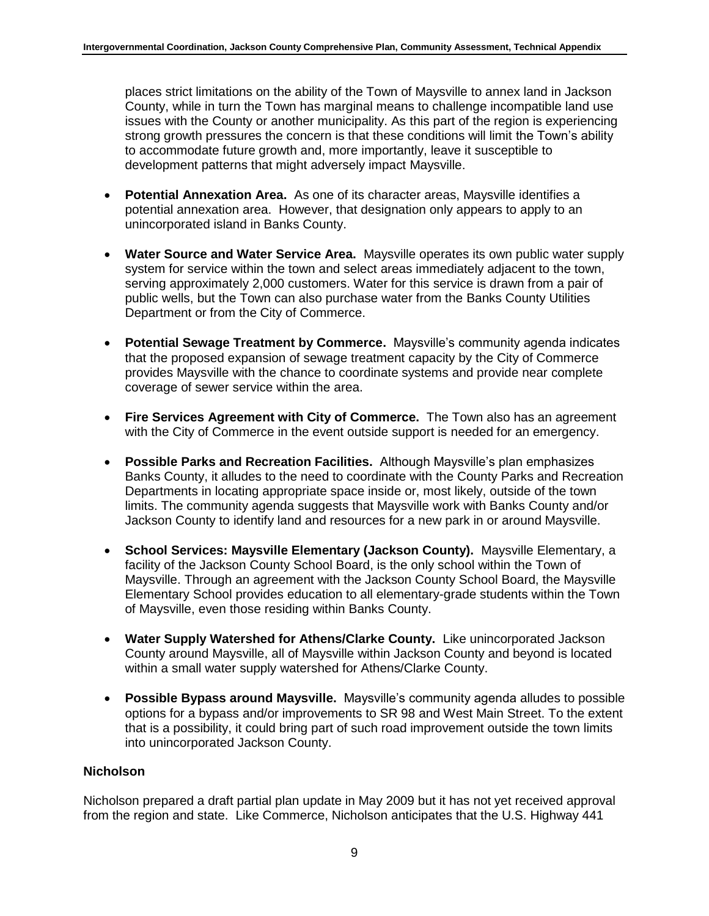places strict limitations on the ability of the Town of Maysville to annex land in Jackson County, while in turn the Town has marginal means to challenge incompatible land use issues with the County or another municipality. As this part of the region is experiencing strong growth pressures the concern is that these conditions will limit the Town's ability to accommodate future growth and, more importantly, leave it susceptible to development patterns that might adversely impact Maysville.

- **Potential Annexation Area.** As one of its character areas, Maysville identifies a potential annexation area. However, that designation only appears to apply to an unincorporated island in Banks County.
- **Water Source and Water Service Area.** Maysville operates its own public water supply system for service within the town and select areas immediately adjacent to the town, serving approximately 2,000 customers. Water for this service is drawn from a pair of public wells, but the Town can also purchase water from the Banks County Utilities Department or from the City of Commerce.
- **Potential Sewage Treatment by Commerce.** Maysville's community agenda indicates that the proposed expansion of sewage treatment capacity by the City of Commerce provides Maysville with the chance to coordinate systems and provide near complete coverage of sewer service within the area.
- **Fire Services Agreement with City of Commerce.** The Town also has an agreement with the City of Commerce in the event outside support is needed for an emergency.
- **Possible Parks and Recreation Facilities.** Although Maysville's plan emphasizes Banks County, it alludes to the need to coordinate with the County Parks and Recreation Departments in locating appropriate space inside or, most likely, outside of the town limits. The community agenda suggests that Maysville work with Banks County and/or Jackson County to identify land and resources for a new park in or around Maysville.
- **School Services: Maysville Elementary (Jackson County).** Maysville Elementary, a facility of the Jackson County School Board, is the only school within the Town of Maysville. Through an agreement with the Jackson County School Board, the Maysville Elementary School provides education to all elementary-grade students within the Town of Maysville, even those residing within Banks County.
- **Water Supply Watershed for Athens/Clarke County.** Like unincorporated Jackson County around Maysville, all of Maysville within Jackson County and beyond is located within a small water supply watershed for Athens/Clarke County.
- **Possible Bypass around Maysville.** Maysville's community agenda alludes to possible options for a bypass and/or improvements to SR 98 and West Main Street. To the extent that is a possibility, it could bring part of such road improvement outside the town limits into unincorporated Jackson County.

### Nicholson

Nicholson prepared a draft partial plan update in May 2009 but it has not yet received approval from the region and state. Like Commerce, Nicholson anticipates that the U.S. Highway 441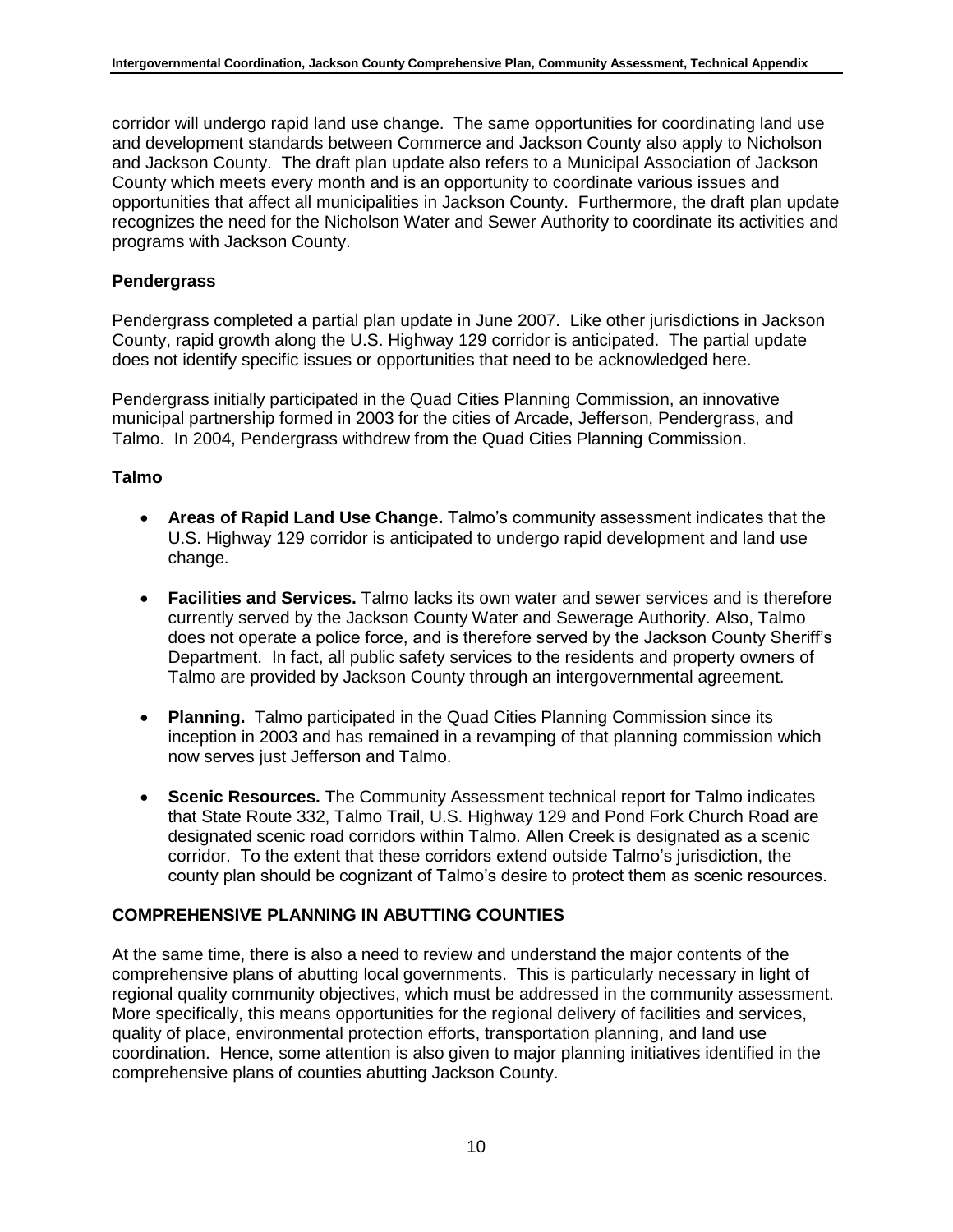corridor will undergo rapid land use change. The same opportunities for coordinating land use and development standards between Commerce and Jackson County also apply to Nicholson and Jackson County. The draft plan update also refers to a Municipal Association of Jackson County which meets every month and is an opportunity to coordinate various issues and opportunities that affect all municipalities in Jackson County. Furthermore, the draft plan update recognizes the need for the Nicholson Water and Sewer Authority to coordinate its activities and programs with Jackson County.

### Pendergrass

Pendergrass completed a partial plan update in June 2007. Like other jurisdictions in Jackson County, rapid growth along the U.S. Highway 129 corridor is anticipated. The partial update does not identify specific issues or opportunities that need to be acknowledged here.

Pendergrass initially participated in the Quad Cities Planning Commission, an innovative municipal partnership formed in 2003 for the cities of Arcade, Jefferson, Pendergrass, and Talmo. In 2004, Pendergrass withdrew from the Quad Cities Planning Commission.

### Talmo

- **Areas of Rapid Land Use Change.** Talmo's community assessment indicates that the U.S. Highway 129 corridor is anticipated to undergo rapid development and land use change.
- **Facilities and Services.** Talmo lacks its own water and sewer services and is therefore currently served by the Jackson County Water and Sewerage Authority. Also, Talmo does not operate a police force, and is therefore served by the Jackson County Sheriff's Department. In fact, all public safety services to the residents and property owners of Talmo are provided by Jackson County through an intergovernmental agreement.
- **Planning.** Talmo participated in the Quad Cities Planning Commission since its inception in 2003 and has remained in a revamping of that planning commission which now serves just Jefferson and Talmo.
- **Scenic Resources.** The Community Assessment technical report for Talmo indicates that State Route 332, Talmo Trail, U.S. Highway 129 and Pond Fork Church Road are designated scenic road corridors within Talmo. Allen Creek is designated as a scenic corridor. To the extent that these corridors extend outside Talmo's jurisdiction, the county plan should be cognizant of Talmo's desire to protect them as scenic resources.

## COMPREHENSIVE PLANNING IN ABUTTING COUNTIES

At the same time, there is also a need to review and understand the major contents of the comprehensive plans of abutting local governments. This is particularly necessary in light of regional quality community objectives, which must be addressed in the community assessment. More specifically, this means opportunities for the regional delivery of facilities and services, quality of place, environmental protection efforts, transportation planning, and land use coordination. Hence, some attention is also given to major planning initiatives identified in the comprehensive plans of counties abutting Jackson County.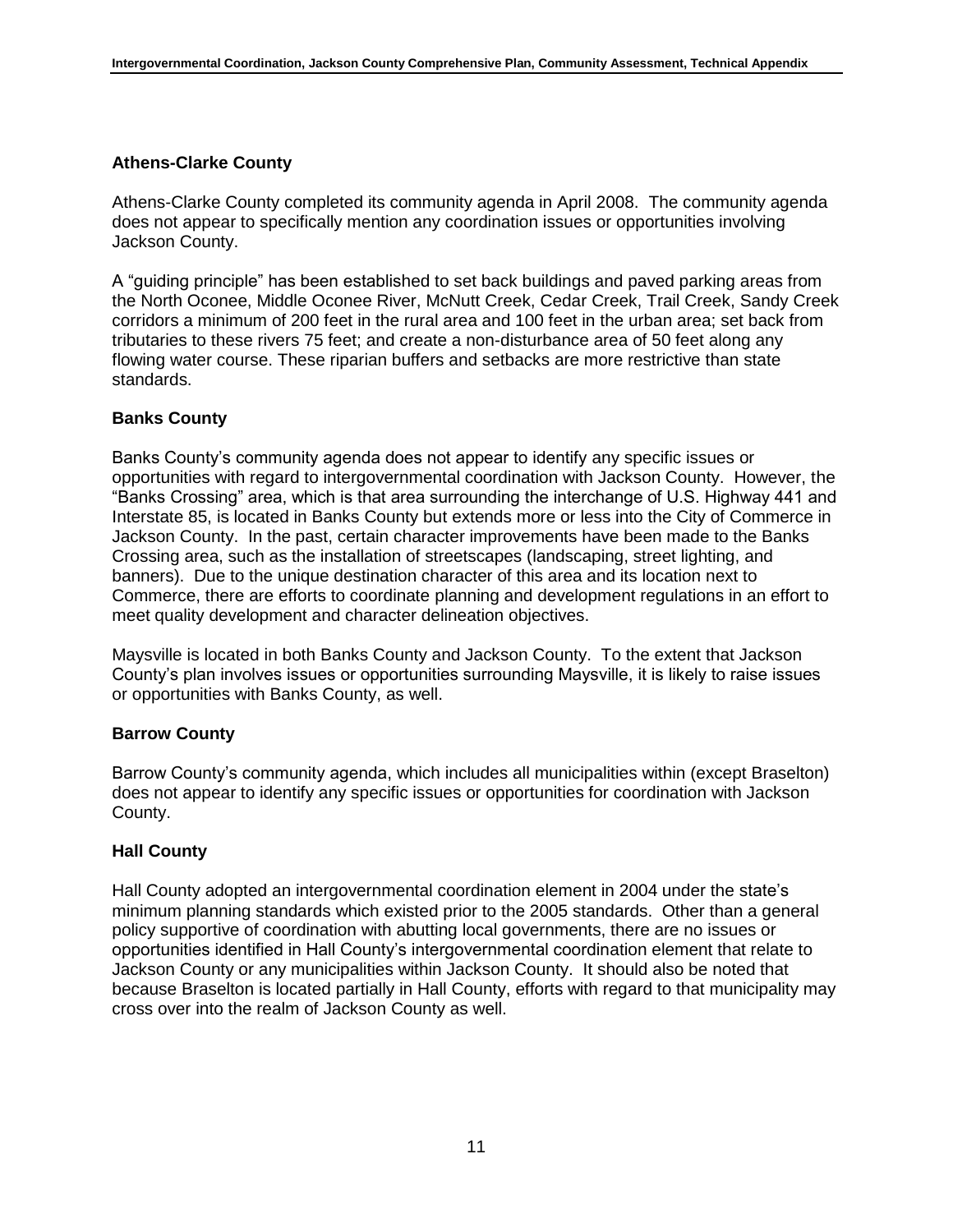### Athens-Clarke County

Athens-Clarke County completed its community agenda in April 2008. The community agenda does not appear to specifically mention any coordination issues or opportunities involving Jackson County.

A "guiding principle" has been established to set back buildings and paved parking areas from the North Oconee, Middle Oconee River, McNutt Creek, Cedar Creek, Trail Creek, Sandy Creek corridors a minimum of 200 feet in the rural area and 100 feet in the urban area; set back from tributaries to these rivers 75 feet; and create a non-disturbance area of 50 feet along any flowing water course. These riparian buffers and setbacks are more restrictive than state standards.

### Banks County

Banks County's community agenda does not appear to identify any specific issues or opportunities with regard to intergovernmental coordination with Jackson County. However, the "Banks Crossing" area, which is that area surrounding the interchange of U.S. Highway 441 and Interstate 85, is located in Banks County but extends more or less into the City of Commerce in Jackson County. In the past, certain character improvements have been made to the Banks Crossing area, such as the installation of streetscapes (landscaping, street lighting, and banners). Due to the unique destination character of this area and its location next to Commerce, there are efforts to coordinate planning and development regulations in an effort to meet quality development and character delineation objectives.

Maysville is located in both Banks County and Jackson County. To the extent that Jackson County's plan involves issues or opportunities surrounding Maysville, it is likely to raise issues or opportunities with Banks County, as well.

### Barrow County

Barrow County's community agenda, which includes all municipalities within (except Braselton) does not appear to identify any specific issues or opportunities for coordination with Jackson County.

### Hall County

Hall County adopted an intergovernmental coordination element in 2004 under the state's minimum planning standards which existed prior to the 2005 standards. Other than a general policy supportive of coordination with abutting local governments, there are no issues or opportunities identified in Hall County's intergovernmental coordination element that relate to Jackson County or any municipalities within Jackson County. It should also be noted that because Braselton is located partially in Hall County, efforts with regard to that municipality may cross over into the realm of Jackson County as well.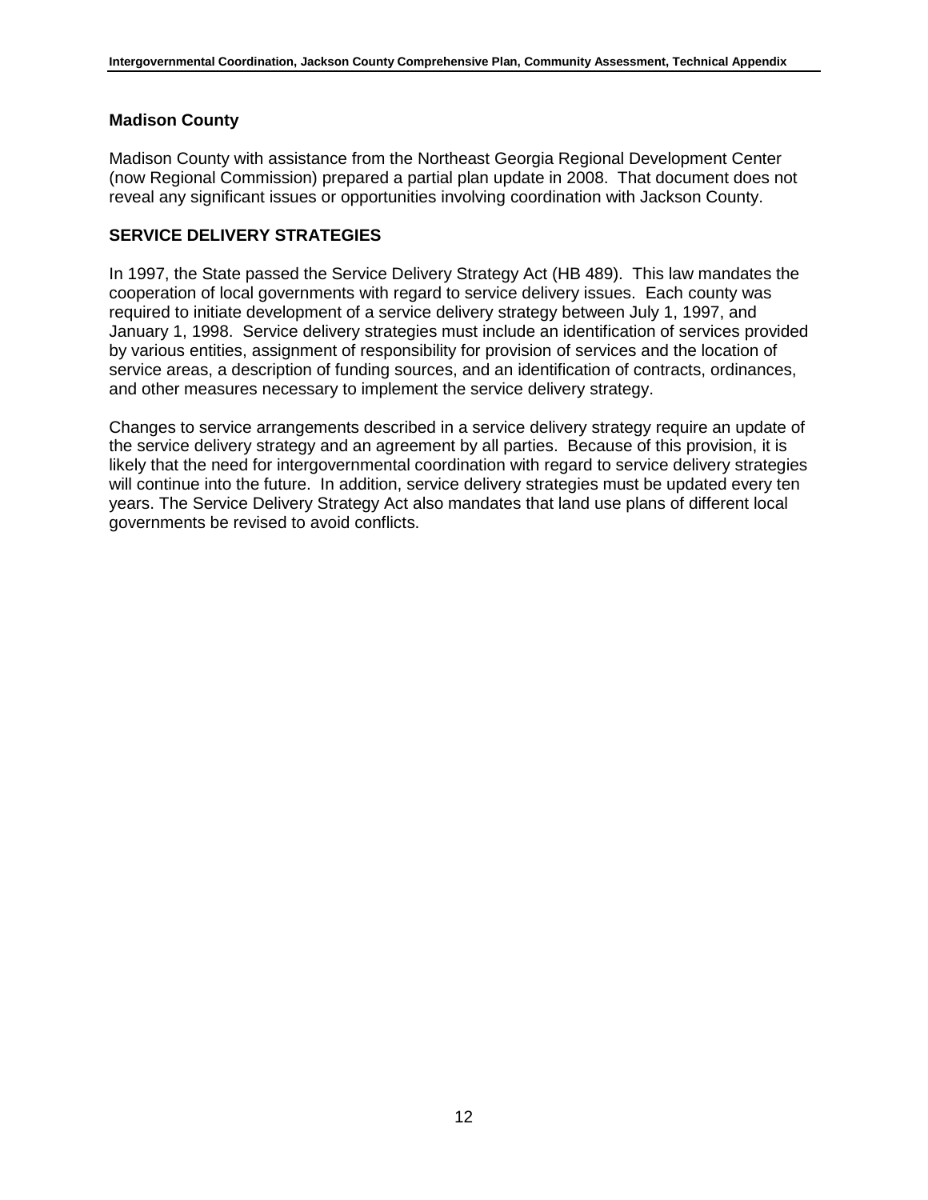## Madison County

Madison County with assistance from the Northeast Georgia Regional Development Center (now Regional Commission) prepared a partial plan update in 2008. That document does not reveal any significant issues or opportunities involving coordination with Jackson County.

## SERVICE DELIVERY STRATEGIES

In 1997, the State passed the Service Delivery Strategy Act (HB 489). This law mandates the cooperation of local governments with regard to service delivery issues. Each county was required to initiate development of a service delivery strategy between July 1, 1997, and January 1, 1998. Service delivery strategies must include an identification of services provided by various entities, assignment of responsibility for provision of services and the location of service areas, a description of funding sources, and an identification of contracts, ordinances, and other measures necessary to implement the service delivery strategy.

Changes to service arrangements described in a service delivery strategy require an update of the service delivery strategy and an agreement by all parties. Because of this provision, it is likely that the need for intergovernmental coordination with regard to service delivery strategies will continue into the future. In addition, service delivery strategies must be updated every ten years. The Service Delivery Strategy Act also mandates that land use plans of different local governments be revised to avoid conflicts.